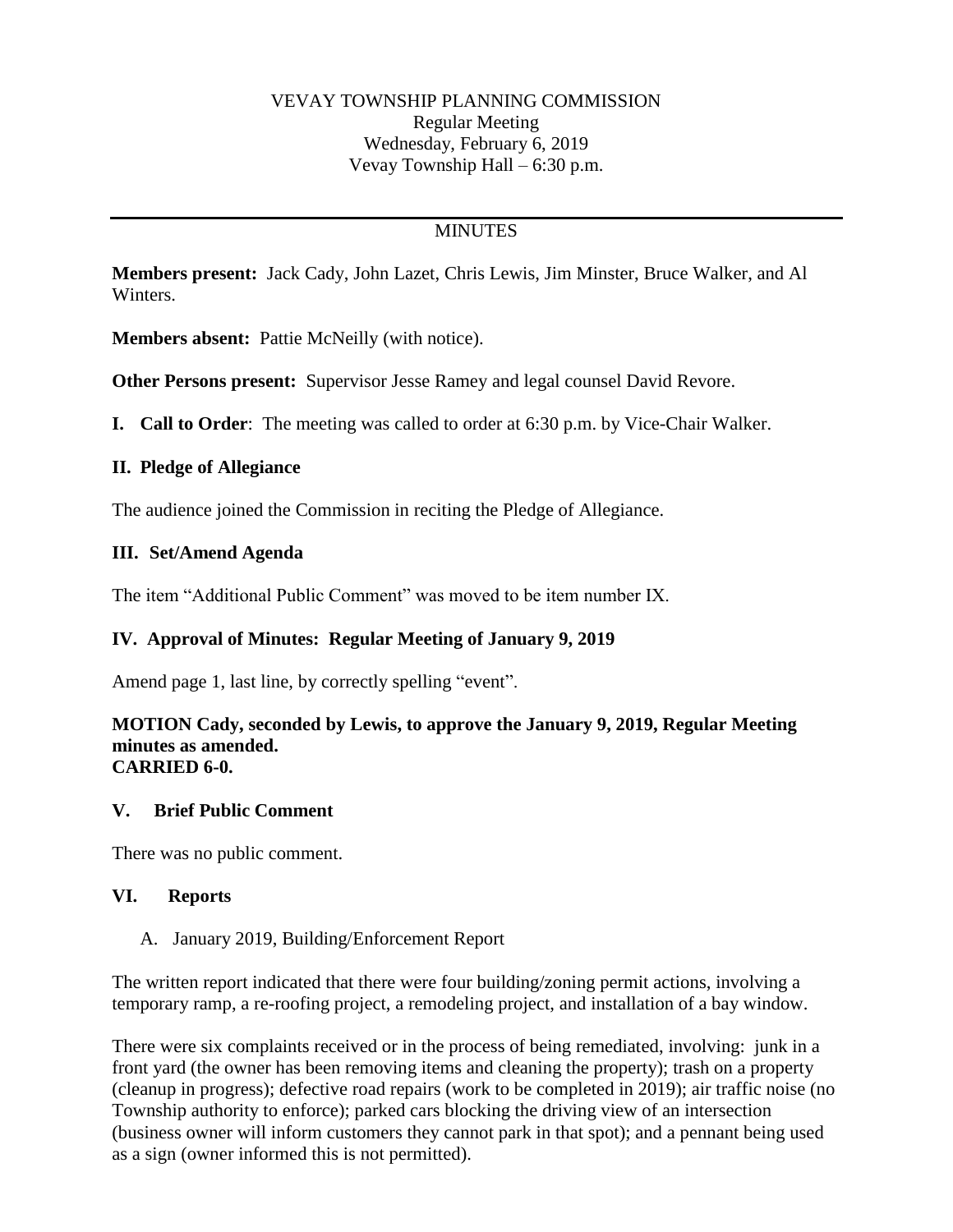VEVAY TOWNSHIP PLANNING COMMISSION
Regular Meeting
Wednesday, February 6, 2019
Vevay Township Hall – 6:30 p.m.

---

MINUTES

**Members present:** Jack Cady, John Lazet, Chris Lewis, Jim Minster, Bruce Walker, and Al Winters.

**Members absent:** Pattie McNeilly (with notice).

**Other Persons present:** Supervisor Jesse Ramey and legal counsel David Revore.

**I. Call to Order**: The meeting was called to order at 6:30 p.m. by Vice-Chair Walker.

## II. Pledge of Allegiance

The audience joined the Commission in reciting the Pledge of Allegiance.

## III. Set/Amend Agenda

The item "Additional Public Comment" was moved to be item number IX.

## IV. Approval of Minutes: Regular Meeting of January 9, 2019

Amend page 1, last line, by correctly spelling "event".

**MOTION Cady, seconded by Lewis, to approve the January 9, 2019, Regular Meeting minutes as amended.**
**CARRIED 6-0.**

## V. Brief Public Comment

There was no public comment.

## VI. Reports

A. January 2019, Building/Enforcement Report

The written report indicated that there were four building/zoning permit actions, involving a temporary ramp, a re-roofing project, a remodeling project, and installation of a bay window.

There were six complaints received or in the process of being remediated, involving: junk in a front yard (the owner has been removing items and cleaning the property); trash on a property (cleanup in progress); defective road repairs (work to be completed in 2019); air traffic noise (no Township authority to enforce); parked cars blocking the driving view of an intersection (business owner will inform customers they cannot park in that spot); and a pennant being used as a sign (owner informed this is not permitted).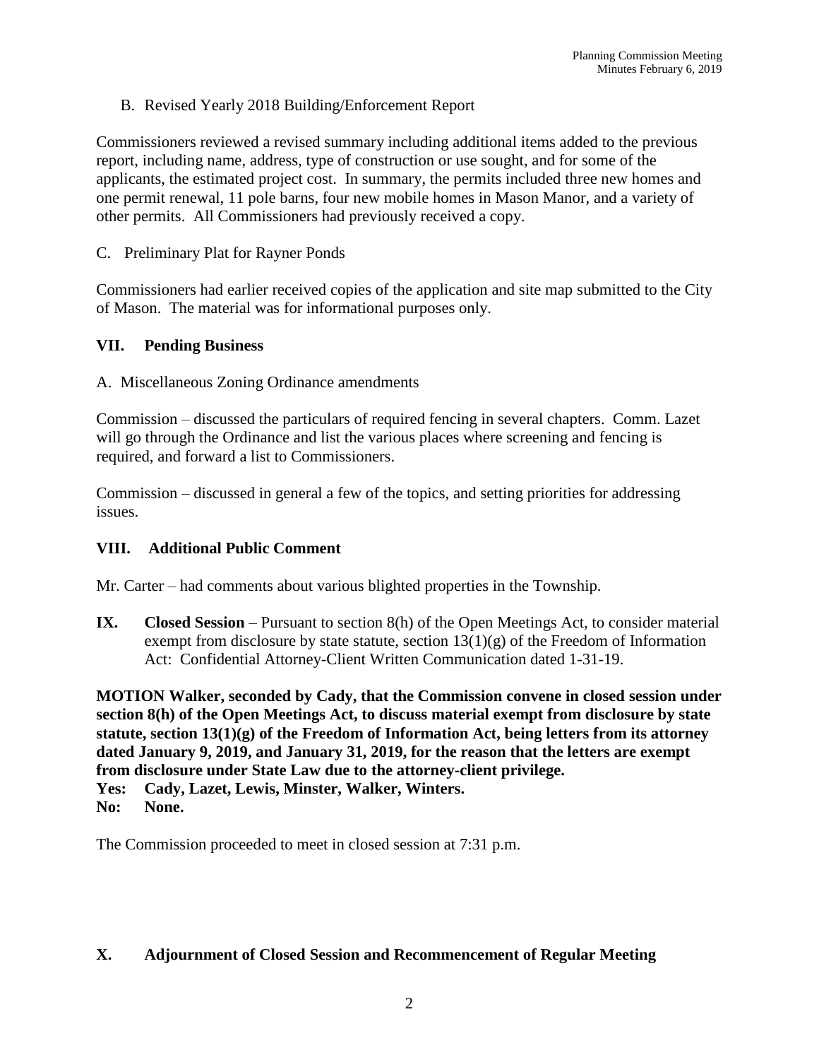B. Revised Yearly 2018 Building/Enforcement Report

Commissioners reviewed a revised summary including additional items added to the previous report, including name, address, type of construction or use sought, and for some of the applicants, the estimated project cost. In summary, the permits included three new homes and one permit renewal, 11 pole barns, four new mobile homes in Mason Manor, and a variety of other permits. All Commissioners had previously received a copy.

C. Preliminary Plat for Rayner Ponds

Commissioners had earlier received copies of the application and site map submitted to the City of Mason. The material was for informational purposes only.

## VII. Pending Business

A. Miscellaneous Zoning Ordinance amendments

Commission – discussed the particulars of required fencing in several chapters. Comm. Lazet will go through the Ordinance and list the various places where screening and fencing is required, and forward a list to Commissioners.

Commission – discussed in general a few of the topics, and setting priorities for addressing issues.

## VIII. Additional Public Comment

Mr. Carter – had comments about various blighted properties in the Township.

**IX. Closed Session** – Pursuant to section 8(h) of the Open Meetings Act, to consider material exempt from disclosure by state statute, section 13(1)(g) of the Freedom of Information Act: Confidential Attorney-Client Written Communication dated 1-31-19.

**MOTION Walker, seconded by Cady, that the Commission convene in closed session under section 8(h) of the Open Meetings Act, to discuss material exempt from disclosure by state statute, section 13(1)(g) of the Freedom of Information Act, being letters from its attorney dated January 9, 2019, and January 31, 2019, for the reason that the letters are exempt from disclosure under State Law due to the attorney-client privilege.**
**Yes: Cady, Lazet, Lewis, Minster, Walker, Winters.**
**No: None.**

The Commission proceeded to meet in closed session at 7:31 p.m.

## X. Adjournment of Closed Session and Recommencement of Regular Meeting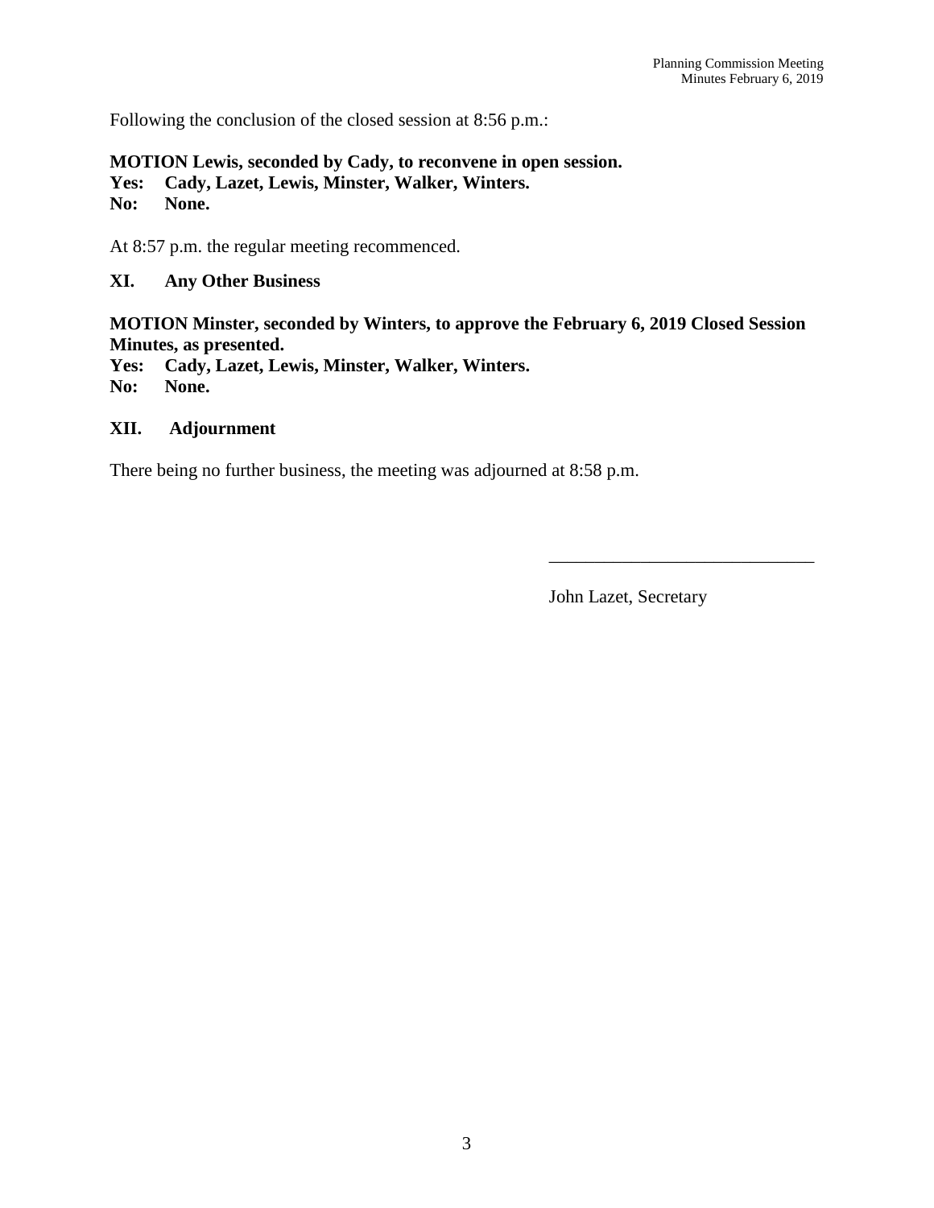Following the conclusion of the closed session at 8:56 p.m.:

**MOTION Lewis, seconded by Cady, to reconvene in open session.**
**Yes: Cady, Lazet, Lewis, Minster, Walker, Winters.**
**No: None.**

At 8:57 p.m. the regular meeting recommenced.

## XI. Any Other Business

**MOTION Minster, seconded by Winters, to approve the February 6, 2019 Closed Session Minutes, as presented.**
**Yes: Cady, Lazet, Lewis, Minster, Walker, Winters.**
**No: None.**

## XII. Adjournment

There being no further business, the meeting was adjourned at 8:58 p.m.

_____________________________

John Lazet, Secretary